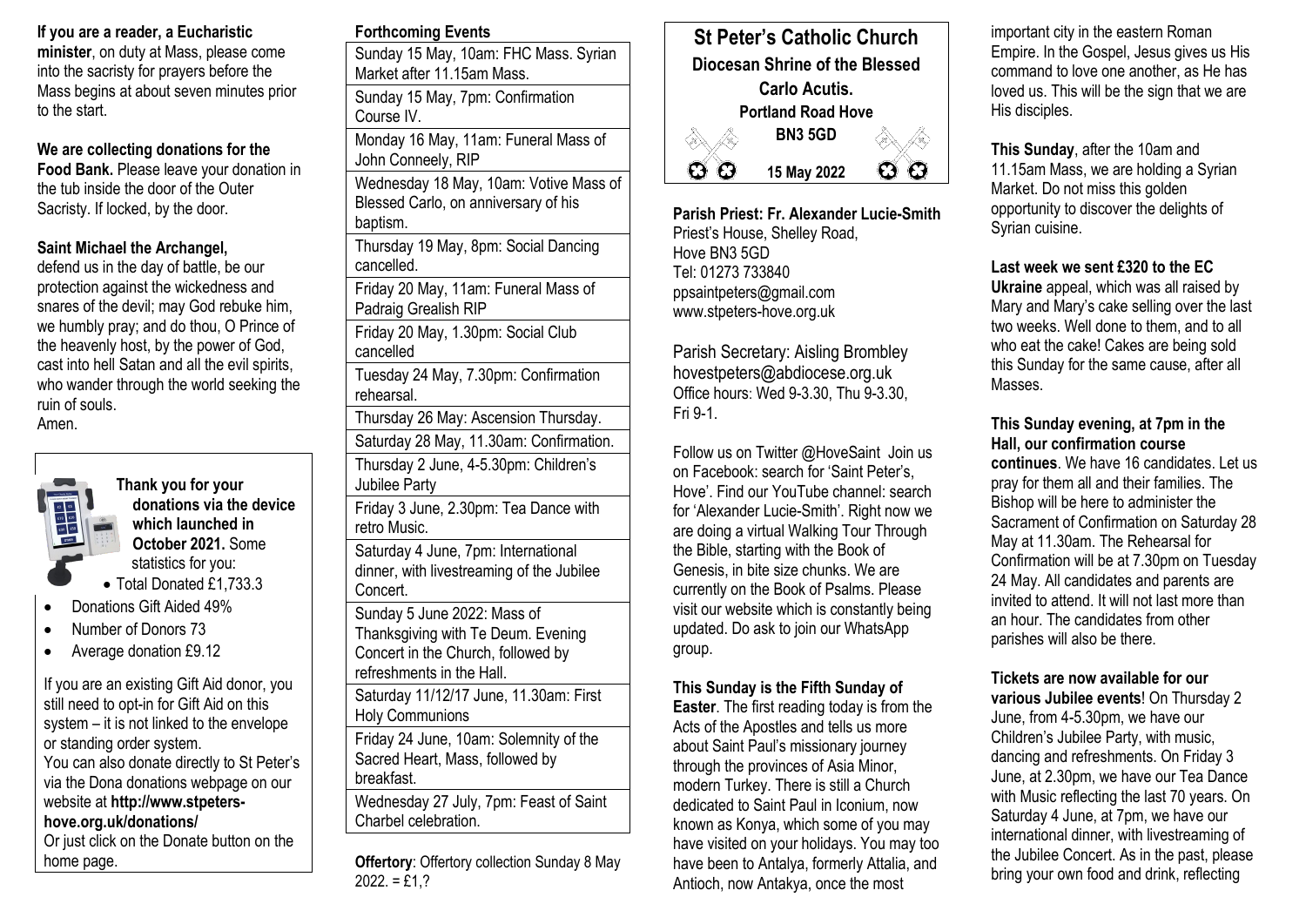**If you are a reader, a Eucharistic minister**, on duty at Mass, please come into the sacristy for prayers before the Mass begins at about seven minutes prior to the start.

**We are collecting donations for the Food Bank.** Please leave your donation in the tub inside the door of the Outer Sacristy. If locked, by the door.

**Saint Michael the Archangel,**
defend us in the day of battle, be our protection against the wickedness and snares of the devil; may God rebuke him, we humbly pray; and do thou, O Prince of the heavenly host, by the power of God, cast into hell Satan and all the evil spirits, who wander through the world seeking the ruin of souls.
Amen.

**Thank you for your donations via the device which launched in October 2021.** Some statistics for you:

- Total Donated £1,733.3
- Donations Gift Aided 49%
- Number of Donors 73
- Average donation £9.12

If you are an existing Gift Aid donor, you still need to opt-in for Gift Aid on this system – it is not linked to the envelope or standing order system.
You can also donate directly to St Peter's via the Dona donations webpage on our website at **http://www.stpeters-hove.org.uk/donations/**
Or just click on the Donate button on the home page.

**Forthcoming Events**

| |
|---|
| Sunday 15 May, 10am: FHC Mass. Syrian Market after 11.15am Mass. |
| Sunday 15 May, 7pm: Confirmation Course IV. |
| Monday 16 May, 11am: Funeral Mass of John Conneely, RIP |
| Wednesday 18 May, 10am: Votive Mass of Blessed Carlo, on anniversary of his baptism. |
| Thursday 19 May, 8pm: Social Dancing cancelled. |
| Friday 20 May, 11am: Funeral Mass of Padraig Grealish RIP |
| Friday 20 May, 1.30pm: Social Club cancelled |
| Tuesday 24 May, 7.30pm: Confirmation rehearsal. |
| Thursday 26 May: Ascension Thursday. |
| Saturday 28 May, 11.30am: Confirmation. |
| Thursday 2 June, 4-5.30pm: Children's Jubilee Party |
| Friday 3 June, 2.30pm: Tea Dance with retro Music. |
| Saturday 4 June, 7pm: International dinner, with livestreaming of the Jubilee Concert. |
| Sunday 5 June 2022: Mass of Thanksgiving with Te Deum. Evening Concert in the Church, followed by refreshments in the Hall. |
| Saturday 11/12/17 June, 11.30am: First Holy Communions |
| Friday 24 June, 10am: Solemnity of the Sacred Heart, Mass, followed by breakfast. |
| Wednesday 27 July, 7pm: Feast of Saint Charbel celebration. |

**Offertory**: Offertory collection Sunday 8 May 2022. = £1,?

# St Peter's Catholic Church
**Diocesan Shrine of the Blessed Carlo Acutis.**
**Portland Road Hove**
**BN3 5GD**
**15 May 2022**

**Parish Priest: Fr. Alexander Lucie-Smith**
Priest's House, Shelley Road,
Hove BN3 5GD
Tel: 01273 733840
ppsaintpeters@gmail.com
www.stpeters-hove.org.uk

Parish Secretary: Aisling Brombley
hovestpeters@abdiocese.org.uk
Office hours: Wed 9-3.30, Thu 9-3.30, Fri 9-1.

Follow us on Twitter @HoveSaint Join us on Facebook: search for 'Saint Peter's, Hove'. Find our YouTube channel: search for 'Alexander Lucie-Smith'. Right now we are doing a virtual Walking Tour Through the Bible, starting with the Book of Genesis, in bite size chunks. We are currently on the Book of Psalms. Please visit our website which is constantly being updated. Do ask to join our WhatsApp group.

**This Sunday is the Fifth Sunday of Easter**. The first reading today is from the Acts of the Apostles and tells us more about Saint Paul's missionary journey through the provinces of Asia Minor, modern Turkey. There is still a Church dedicated to Saint Paul in Iconium, now known as Konya, which some of you may have visited on your holidays. You may too have been to Antalya, formerly Attalia, and Antioch, now Antakya, once the most important city in the eastern Roman Empire. In the Gospel, Jesus gives us His command to love one another, as He has loved us. This will be the sign that we are His disciples.

**This Sunday**, after the 10am and 11.15am Mass, we are holding a Syrian Market. Do not miss this golden opportunity to discover the delights of Syrian cuisine.

**Last week we sent £320 to the EC Ukraine** appeal, which was all raised by Mary and Mary's cake selling over the last two weeks. Well done to them, and to all who eat the cake! Cakes are being sold this Sunday for the same cause, after all Masses.

**This Sunday evening, at 7pm in the Hall, our confirmation course continues**. We have 16 candidates. Let us pray for them all and their families. The Bishop will be here to administer the Sacrament of Confirmation on Saturday 28 May at 11.30am. The Rehearsal for Confirmation will be at 7.30pm on Tuesday 24 May. All candidates and parents are invited to attend. It will not last more than an hour. The candidates from other parishes will also be there.

**Tickets are now available for our various Jubilee events**! On Thursday 2 June, from 4-5.30pm, we have our Children's Jubilee Party, with music, dancing and refreshments. On Friday 3 June, at 2.30pm, we have our Tea Dance with Music reflecting the last 70 years. On Saturday 4 June, at 7pm, we have our international dinner, with livestreaming of the Jubilee Concert. As in the past, please bring your own food and drink, reflecting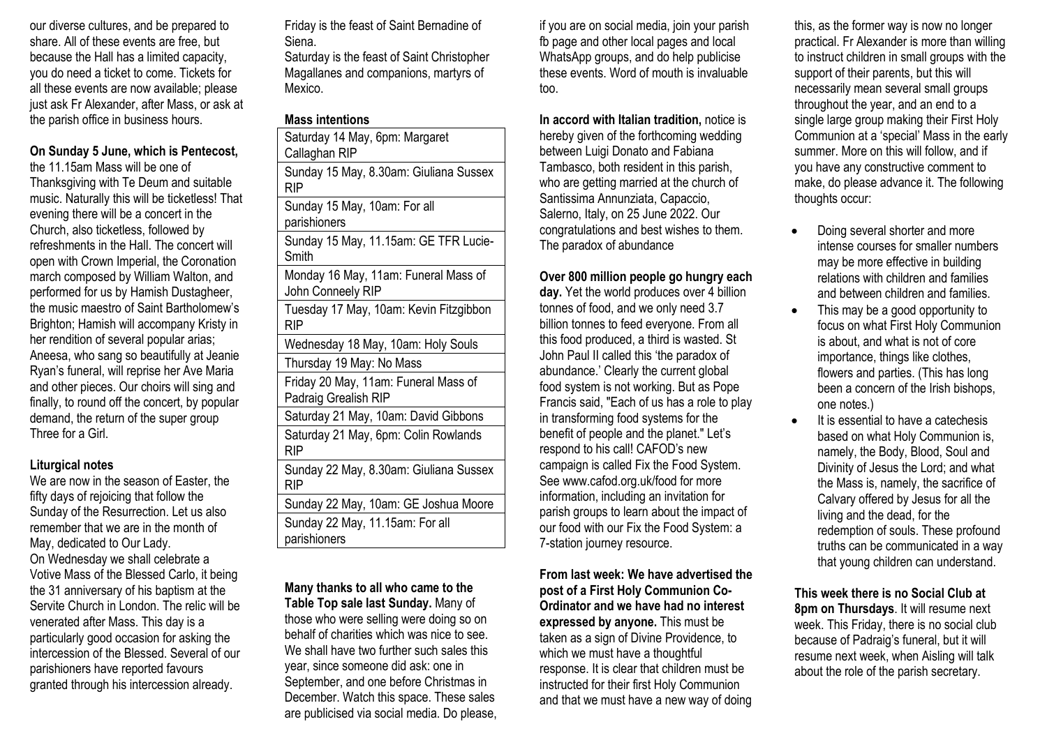our diverse cultures, and be prepared to share. All of these events are free, but because the Hall has a limited capacity, you do need a ticket to come. Tickets for all these events are now available; please just ask Fr Alexander, after Mass, or ask at the parish office in business hours.

**On Sunday 5 June, which is Pentecost,** the 11.15am Mass will be one of Thanksgiving with Te Deum and suitable music. Naturally this will be ticketless! That evening there will be a concert in the Church, also ticketless, followed by refreshments in the Hall. The concert will open with Crown Imperial, the Coronation march composed by William Walton, and performed for us by Hamish Dustagheer, the music maestro of Saint Bartholomew's Brighton; Hamish will accompany Kristy in her rendition of several popular arias; Aneesa, who sang so beautifully at Jeanie Ryan's funeral, will reprise her Ave Maria and other pieces. Our choirs will sing and finally, to round off the concert, by popular demand, the return of the super group Three for a Girl.

**Liturgical notes**

We are now in the season of Easter, the fifty days of rejoicing that follow the Sunday of the Resurrection. Let us also remember that we are in the month of May, dedicated to Our Lady.

On Wednesday we shall celebrate a Votive Mass of the Blessed Carlo, it being the 31 anniversary of his baptism at the Servite Church in London. The relic will be venerated after Mass. This day is a particularly good occasion for asking the intercession of the Blessed. Several of our parishioners have reported favours granted through his intercession already.

Friday is the feast of Saint Bernadine of Siena.

Saturday is the feast of Saint Christopher Magallanes and companions, martyrs of Mexico.

**Mass intentions**

| |
|---|
| Saturday 14 May, 6pm: Margaret Callaghan RIP |
| Sunday 15 May, 8.30am: Giuliana Sussex RIP |
| Sunday 15 May, 10am: For all parishioners |
| Sunday 15 May, 11.15am: GE TFR Lucie-Smith |
| Monday 16 May, 11am: Funeral Mass of John Conneely RIP |
| Tuesday 17 May, 10am: Kevin Fitzgibbon RIP |
| Wednesday 18 May, 10am: Holy Souls |
| Thursday 19 May: No Mass |
| Friday 20 May, 11am: Funeral Mass of Padraig Grealish RIP |
| Saturday 21 May, 10am: David Gibbons |
| Saturday 21 May, 6pm: Colin Rowlands RIP |
| Sunday 22 May, 8.30am: Giuliana Sussex RIP |
| Sunday 22 May, 10am: GE Joshua Moore |
| Sunday 22 May, 11.15am: For all parishioners |

**Many thanks to all who came to the Table Top sale last Sunday.** Many of those who were selling were doing so on behalf of charities which was nice to see. We shall have two further such sales this year, since someone did ask: one in September, and one before Christmas in December. Watch this space. These sales are publicised via social media. Do please, if you are on social media, join your parish fb page and other local pages and local WhatsApp groups, and do help publicise these events. Word of mouth is invaluable too.

**In accord with Italian tradition,** notice is hereby given of the forthcoming wedding between Luigi Donato and Fabiana Tambasco, both resident in this parish, who are getting married at the church of Santissima Annunziata, Capaccio, Salerno, Italy, on 25 June 2022. Our congratulations and best wishes to them. The paradox of abundance

**Over 800 million people go hungry each day.** Yet the world produces over 4 billion tonnes of food, and we only need 3.7 billion tonnes to feed everyone. From all this food produced, a third is wasted. St John Paul II called this 'the paradox of abundance.' Clearly the current global food system is not working. But as Pope Francis said, "Each of us has a role to play in transforming food systems for the benefit of people and the planet." Let's respond to his call! CAFOD's new campaign is called Fix the Food System. See www.cafod.org.uk/food for more information, including an invitation for parish groups to learn about the impact of our food with our Fix the Food System: a 7-station journey resource.

**From last week: We have advertised the post of a First Holy Communion Co-Ordinator and we have had no interest expressed by anyone.** This must be taken as a sign of Divine Providence, to which we must have a thoughtful response. It is clear that children must be instructed for their first Holy Communion and that we must have a new way of doing this, as the former way is now no longer practical. Fr Alexander is more than willing to instruct children in small groups with the support of their parents, but this will necessarily mean several small groups throughout the year, and an end to a single large group making their First Holy Communion at a 'special' Mass in the early summer. More on this will follow, and if you have any constructive comment to make, do please advance it. The following thoughts occur:

- Doing several shorter and more intense courses for smaller numbers may be more effective in building relations with children and families and between children and families.
- This may be a good opportunity to focus on what First Holy Communion is about, and what is not of core importance, things like clothes, flowers and parties. (This has long been a concern of the Irish bishops, one notes.)
- It is essential to have a catechesis based on what Holy Communion is, namely, the Body, Blood, Soul and Divinity of Jesus the Lord; and what the Mass is, namely, the sacrifice of Calvary offered by Jesus for all the living and the dead, for the redemption of souls. These profound truths can be communicated in a way that young children can understand.

**This week there is no Social Club at 8pm on Thursdays**. It will resume next week. This Friday, there is no social club because of Padraig's funeral, but it will resume next week, when Aisling will talk about the role of the parish secretary.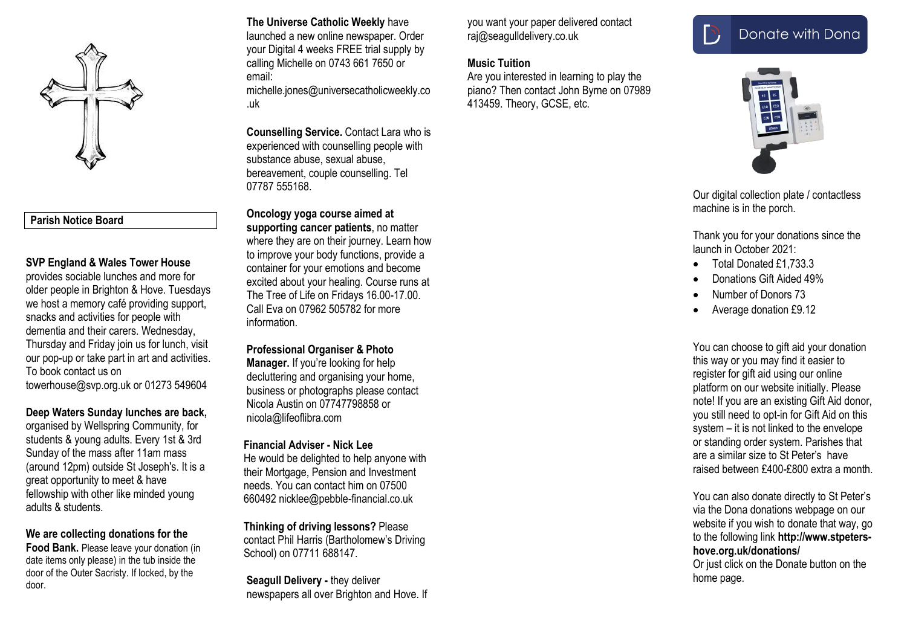## Parish Notice Board

**SVP England & Wales Tower House** provides sociable lunches and more for older people in Brighton & Hove. Tuesdays we host a memory café providing support, snacks and activities for people with dementia and their carers. Wednesday, Thursday and Friday join us for lunch, visit our pop-up or take part in art and activities. To book contact us on towerhouse@svp.org.uk or 01273 549604

**Deep Waters Sunday lunches are back,** organised by Wellspring Community, for students & young adults. Every 1st & 3rd Sunday of the mass after 11am mass (around 12pm) outside St Joseph's. It is a great opportunity to meet & have fellowship with other like minded young adults & students.

**We are collecting donations for the Food Bank.** Please leave your donation (in date items only please) in the tub inside the door of the Outer Sacristy. If locked, by the door.

**The Universe Catholic Weekly** have launched a new online newspaper. Order your Digital 4 weeks FREE trial supply by calling Michelle on 0743 661 7650 or email: michelle.jones@universecatholicweekly.co.uk

**Counselling Service.** Contact Lara who is experienced with counselling people with substance abuse, sexual abuse, bereavement, couple counselling. Tel 07787 555168.

**Oncology yoga course aimed at supporting cancer patients**, no matter where they are on their journey. Learn how to improve your body functions, provide a container for your emotions and become excited about your healing. Course runs at The Tree of Life on Fridays 16.00-17.00. Call Eva on 07962 505782 for more information.

**Professional Organiser & Photo Manager.** If you're looking for help decluttering and organising your home, business or photographs please contact Nicola Austin on 07747798858 or nicola@lifeoflibra.com

**Financial Adviser - Nick Lee**
He would be delighted to help anyone with their Mortgage, Pension and Investment needs. You can contact him on 07500 660492 nicklee@pebble-financial.co.uk

**Thinking of driving lessons?** Please contact Phil Harris (Bartholomew's Driving School) on 07711 688147.

**Seagull Delivery -** they deliver newspapers all over Brighton and Hove. If you want your paper delivered contact raj@seagulldelivery.co.uk

**Music Tuition**
Are you interested in learning to play the piano? Then contact John Byrne on 07989 413459. Theory, GCSE, etc.

## Donate with Dona

Our digital collection plate / contactless machine is in the porch.

Thank you for your donations since the launch in October 2021:

- Total Donated £1,733.3
- Donations Gift Aided 49%
- Number of Donors 73
- Average donation £9.12

You can choose to gift aid your donation this way or you may find it easier to register for gift aid using our online platform on our website initially. Please note! If you are an existing Gift Aid donor, you still need to opt-in for Gift Aid on this system – it is not linked to the envelope or standing order system. Parishes that are a similar size to St Peter's have raised between £400-£800 extra a month.

You can also donate directly to St Peter's via the Dona donations webpage on our website if you wish to donate that way, go to the following link **http://www.stpeters-hove.org.uk/donations/**
Or just click on the Donate button on the home page.